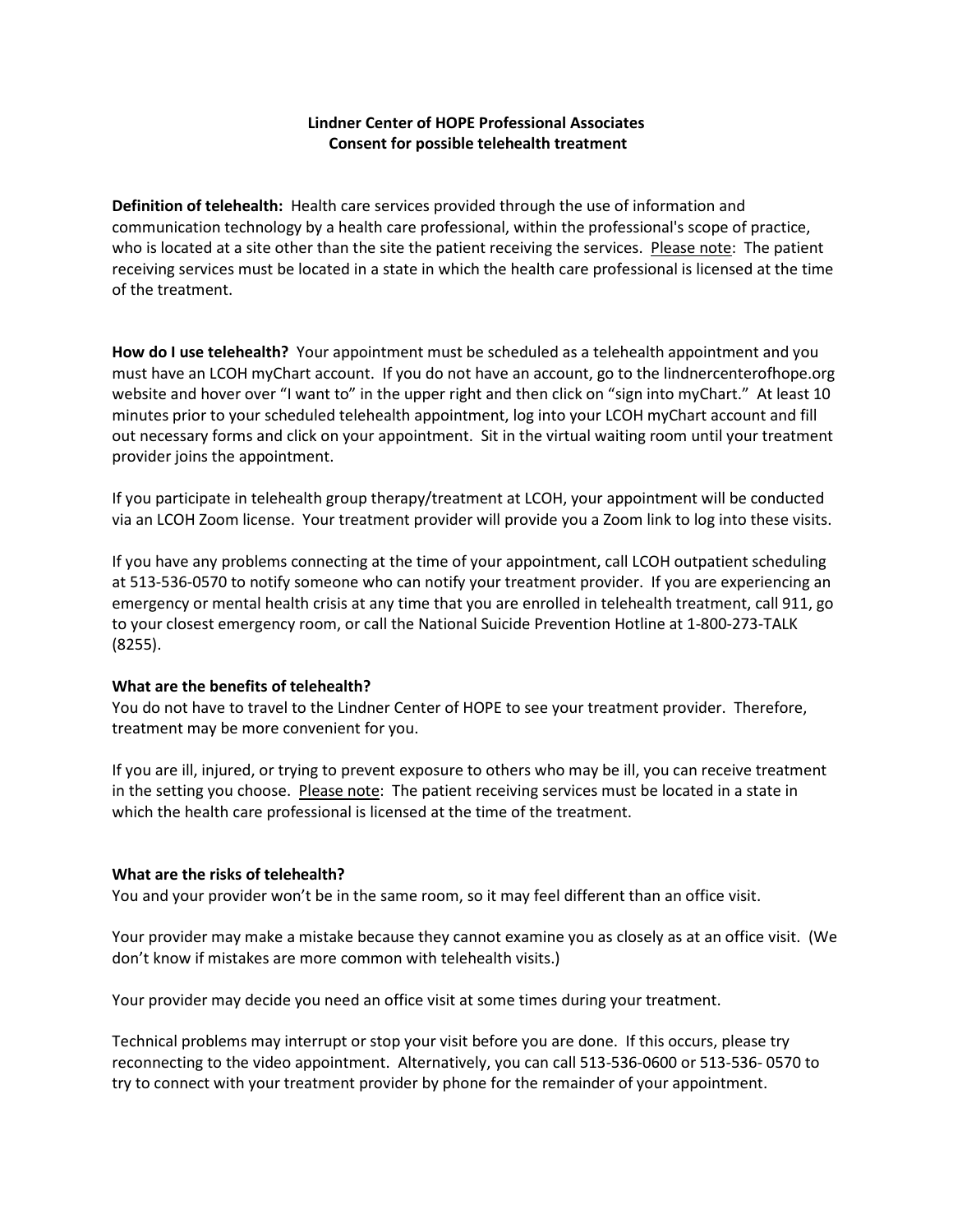**Lindner Center of HOPE Professional Associates**
**Consent for possible telehealth treatment**

**Definition of telehealth:** Health care services provided through the use of information and communication technology by a health care professional, within the professional's scope of practice, who is located at a site other than the site the patient receiving the services. <u>Please note</u>: The patient receiving services must be located in a state in which the health care professional is licensed at the time of the treatment.

**How do I use telehealth?** Your appointment must be scheduled as a telehealth appointment and you must have an LCOH myChart account. If you do not have an account, go to the lindnercenterofhope.org website and hover over "I want to" in the upper right and then click on "sign into myChart." At least 10 minutes prior to your scheduled telehealth appointment, log into your LCOH myChart account and fill out necessary forms and click on your appointment. Sit in the virtual waiting room until your treatment provider joins the appointment.

If you participate in telehealth group therapy/treatment at LCOH, your appointment will be conducted via an LCOH Zoom license. Your treatment provider will provide you a Zoom link to log into these visits.

If you have any problems connecting at the time of your appointment, call LCOH outpatient scheduling at 513-536-0570 to notify someone who can notify your treatment provider. If you are experiencing an emergency or mental health crisis at any time that you are enrolled in telehealth treatment, call 911, go to your closest emergency room, or call the National Suicide Prevention Hotline at 1-800-273-TALK (8255).

**What are the benefits of telehealth?**

You do not have to travel to the Lindner Center of HOPE to see your treatment provider. Therefore, treatment may be more convenient for you.

If you are ill, injured, or trying to prevent exposure to others who may be ill, you can receive treatment in the setting you choose. <u>Please note</u>: The patient receiving services must be located in a state in which the health care professional is licensed at the time of the treatment.

**What are the risks of telehealth?**

You and your provider won't be in the same room, so it may feel different than an office visit.

Your provider may make a mistake because they cannot examine you as closely as at an office visit. (We don't know if mistakes are more common with telehealth visits.)

Your provider may decide you need an office visit at some times during your treatment.

Technical problems may interrupt or stop your visit before you are done. If this occurs, please try reconnecting to the video appointment. Alternatively, you can call 513-536-0600 or 513-536- 0570 to try to connect with your treatment provider by phone for the remainder of your appointment.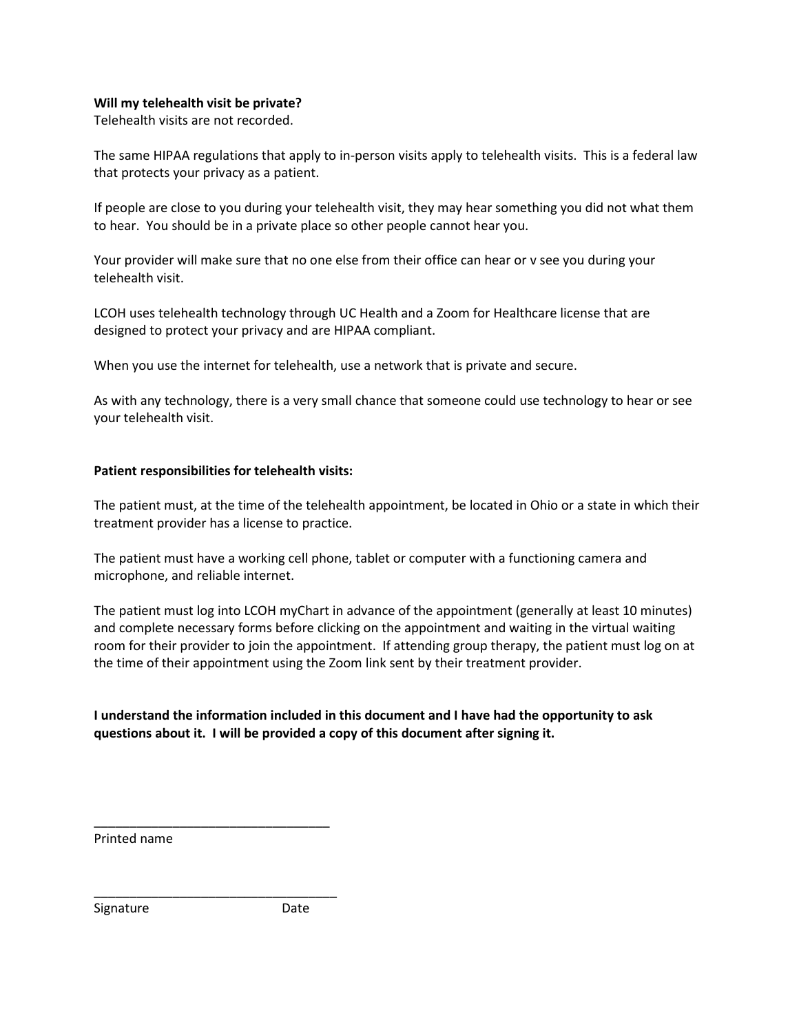**Will my telehealth visit be private?**
Telehealth visits are not recorded.

The same HIPAA regulations that apply to in-person visits apply to telehealth visits. This is a federal law that protects your privacy as a patient.

If people are close to you during your telehealth visit, they may hear something you did not what them to hear. You should be in a private place so other people cannot hear you.

Your provider will make sure that no one else from their office can hear or v see you during your telehealth visit.

LCOH uses telehealth technology through UC Health and a Zoom for Healthcare license that are designed to protect your privacy and are HIPAA compliant.

When you use the internet for telehealth, use a network that is private and secure.

As with any technology, there is a very small chance that someone could use technology to hear or see your telehealth visit.

**Patient responsibilities for telehealth visits:**

The patient must, at the time of the telehealth appointment, be located in Ohio or a state in which their treatment provider has a license to practice.

The patient must have a working cell phone, tablet or computer with a functioning camera and microphone, and reliable internet.

The patient must log into LCOH myChart in advance of the appointment (generally at least 10 minutes) and complete necessary forms before clicking on the appointment and waiting in the virtual waiting room for their provider to join the appointment. If attending group therapy, the patient must log on at the time of their appointment using the Zoom link sent by their treatment provider.

**I understand the information included in this document and I have had the opportunity to ask questions about it. I will be provided a copy of this document after signing it.**

_________________________________
Printed name

__________________________________
Signature                                        Date